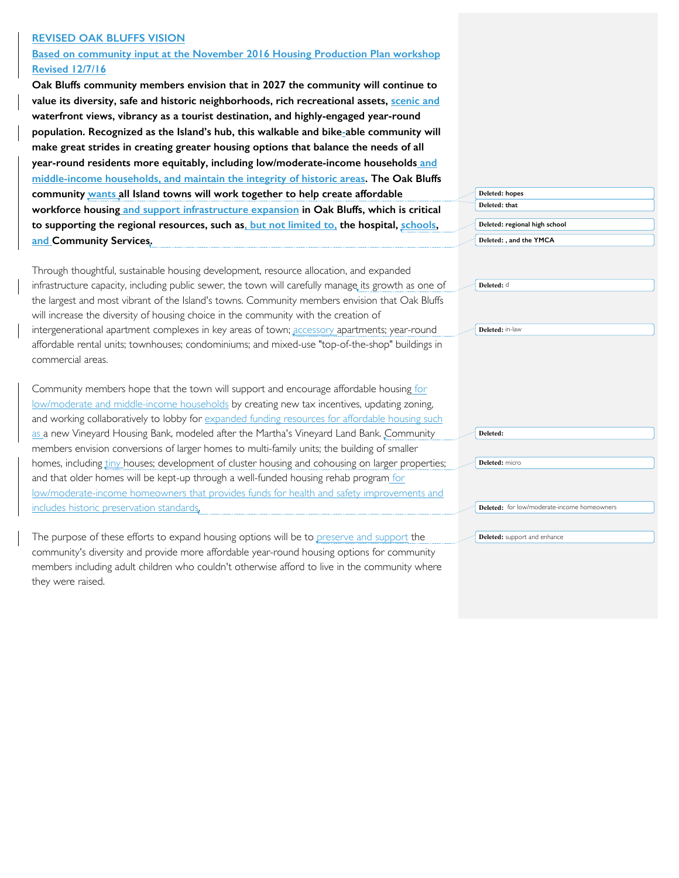**REVISED OAK BLUFFS VISION**

**Based on community input at the November 2016 Housing Production Plan workshop**
**Revised 12/7/16**

**Oak Bluffs community members envision that in 2027 the community will continue to value its diversity, safe and historic neighborhoods, rich recreational assets, scenic and waterfront views, vibrancy as a tourist destination, and highly-engaged year-round population. Recognized as the Island's hub, this walkable and bike-able community will make great strides in creating greater housing options that balance the needs of all year-round residents more equitably, including low/moderate-income households and middle-income households, and maintain the integrity of historic areas. The Oak Bluffs community wants all Island towns will work together to help create affordable workforce housing and support infrastructure expansion in Oak Bluffs, which is critical to supporting the regional resources, such as, but not limited to, the hospital, schools, and Community Services.**

Through thoughtful, sustainable housing development, resource allocation, and expanded infrastructure capacity, including public sewer, the town will carefully manage its growth as one of the largest and most vibrant of the Island's towns. Community members envision that Oak Bluffs will increase the diversity of housing choice in the community with the creation of intergenerational apartment complexes in key areas of town; accessory apartments; year-round affordable rental units; townhouses; condominiums; and mixed-use "top-of-the-shop" buildings in commercial areas.

Community members hope that the town will support and encourage affordable housing for low/moderate and middle-income households by creating new tax incentives, updating zoning, and working collaboratively to lobby for expanded funding resources for affordable housing such as a new Vineyard Housing Bank, modeled after the Martha's Vineyard Land Bank. Community members envision conversions of larger homes to multi-family units; the building of smaller homes, including tiny houses; development of cluster housing and cohousing on larger properties; and that older homes will be kept-up through a well-funded housing rehab program for low/moderate-income homeowners that provides funds for health and safety improvements and includes historic preservation standards.

The purpose of these efforts to expand housing options will be to preserve and support the community's diversity and provide more affordable year-round housing options for community members including adult children who couldn't otherwise afford to live in the community where they were raised.

Deleted: hopes
Deleted: that
Deleted: regional high school
Deleted: , and the YMCA
Deleted: d
Deleted: in-law
Deleted:
Deleted: micro
Deleted: for low/moderate-income homeowners
Deleted: support and enhance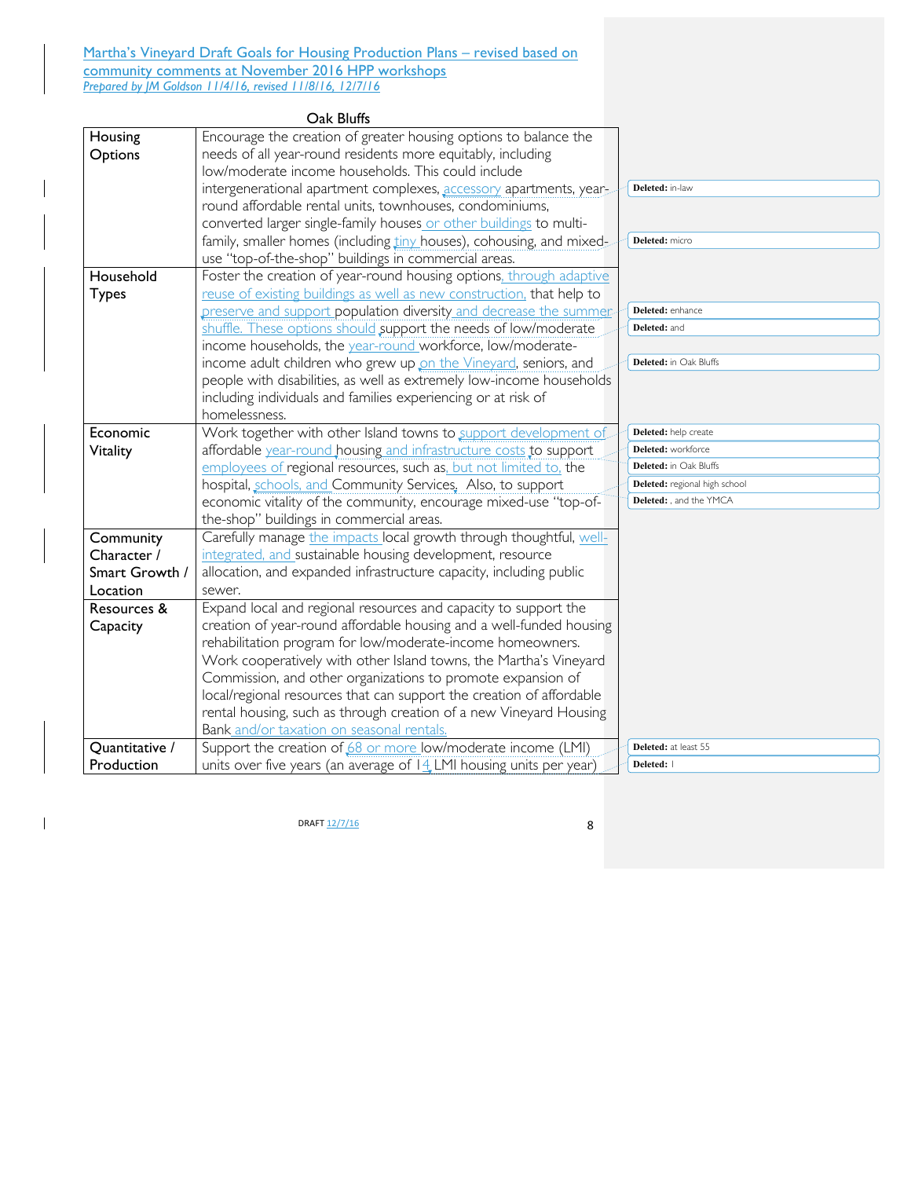Martha's Vineyard Draft Goals for Housing Production Plans – revised based on community comments at November 2016 HPP workshops

*Prepared by JM Goldson 11/4/16, revised 11/8/16, 12/7/16*

## Oak Bluffs

| | |
|---|---|
| Housing Options | Encourage the creation of greater housing options to balance the needs of all year-round residents more equitably, including low/moderate income households. This could include intergenerational apartment complexes, accessory apartments, year-round affordable rental units, townhouses, condominiums, converted larger single-family houses or other buildings to multi-family, smaller homes (including tiny houses), cohousing, and mixed-use "top-of-the-shop" buildings in commercial areas. |
| Household Types | Foster the creation of year-round housing options, through adaptive reuse of existing buildings as well as new construction, that help to preserve and support population diversity and decrease the summer shuffle. These options should support the needs of low/moderate income households, the year-round workforce, low/moderate-income adult children who grew up on the Vineyard, seniors, and people with disabilities, as well as extremely low-income households including individuals and families experiencing or at risk of homelessness. |
| Economic Vitality | Work together with other Island towns to support development of affordable year-round housing and infrastructure costs to support employees of regional resources, such as, but not limited to, the hospital, schools, and Community Services. Also, to support economic vitality of the community, encourage mixed-use "top-of-the-shop" buildings in commercial areas. |
| Community Character / Smart Growth / Location | Carefully manage the impacts local growth through thoughtful, well-integrated, and sustainable housing development, resource allocation, and expanded infrastructure capacity, including public sewer. |
| Resources & Capacity | Expand local and regional resources and capacity to support the creation of year-round affordable housing and a well-funded housing rehabilitation program for low/moderate-income homeowners. Work cooperatively with other Island towns, the Martha's Vineyard Commission, and other organizations to promote expansion of local/regional resources that can support the creation of affordable rental housing, such as through creation of a new Vineyard Housing Bank and/or taxation on seasonal rentals. |
| Quantitative / Production | Support the creation of 68 or more low/moderate income (LMI) units over five years (an average of 14 LMI housing units per year) |

Deleted: in-law

Deleted: micro

Deleted: enhance

Deleted: and

Deleted: in Oak Bluffs

Deleted: help create

Deleted: workforce

Deleted: in Oak Bluffs

Deleted: regional high school

Deleted: , and the YMCA

Deleted: at least 55

Deleted: 1

DRAFT 12/7/16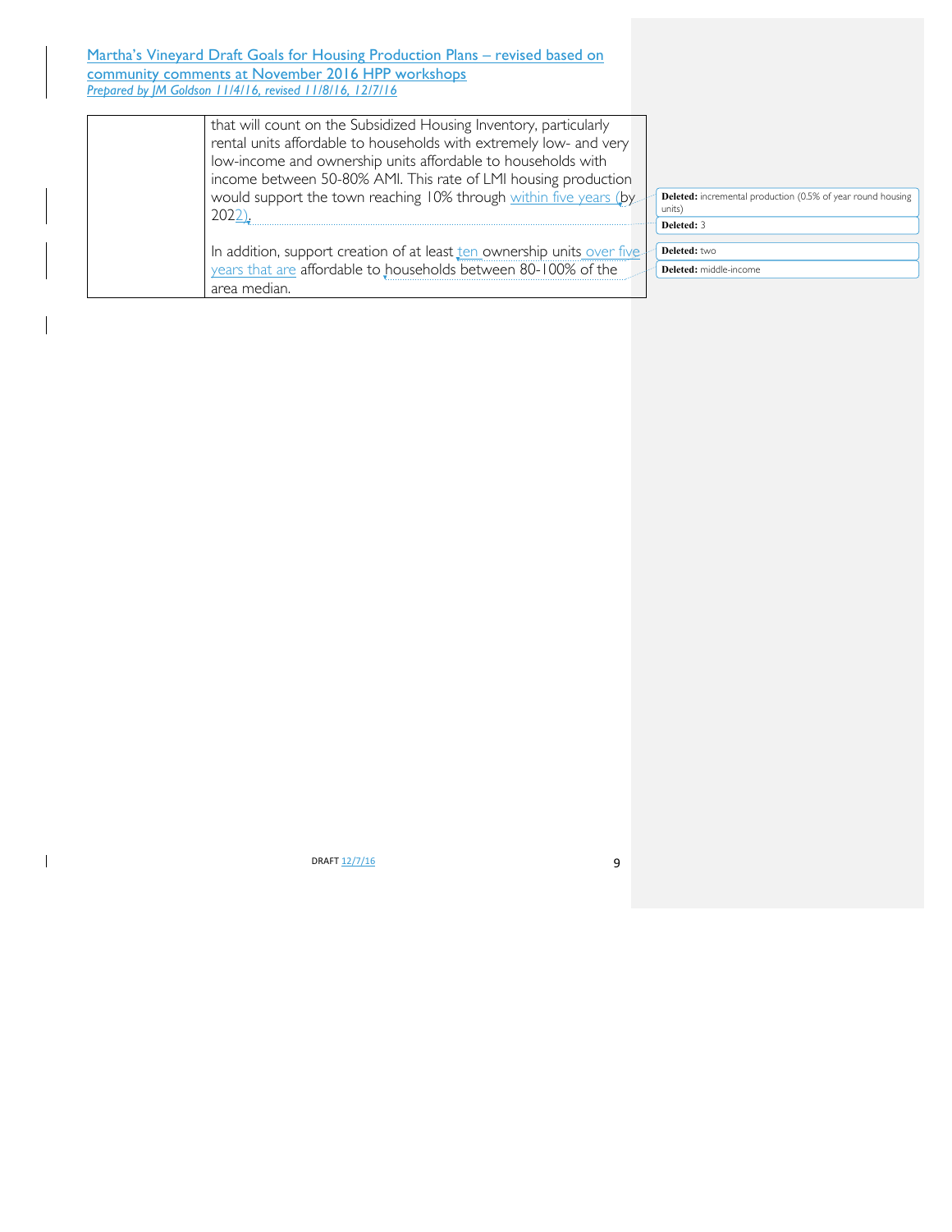| | |
|---|---|
| | that will count on the Subsidized Housing Inventory, particularly rental units affordable to households with extremely low- and very low-income and ownership units affordable to households with income between 50-80% AMI. This rate of LMI housing production would support the town reaching 10% through within five years (by 2022).<br><br>In addition, support creation of at least ten ownership units over five years that are affordable to households between 80-100% of the area median. |

**Deleted:** incremental production (0.5% of year round housing units)

**Deleted:** 3

**Deleted:** two

**Deleted:** middle-income